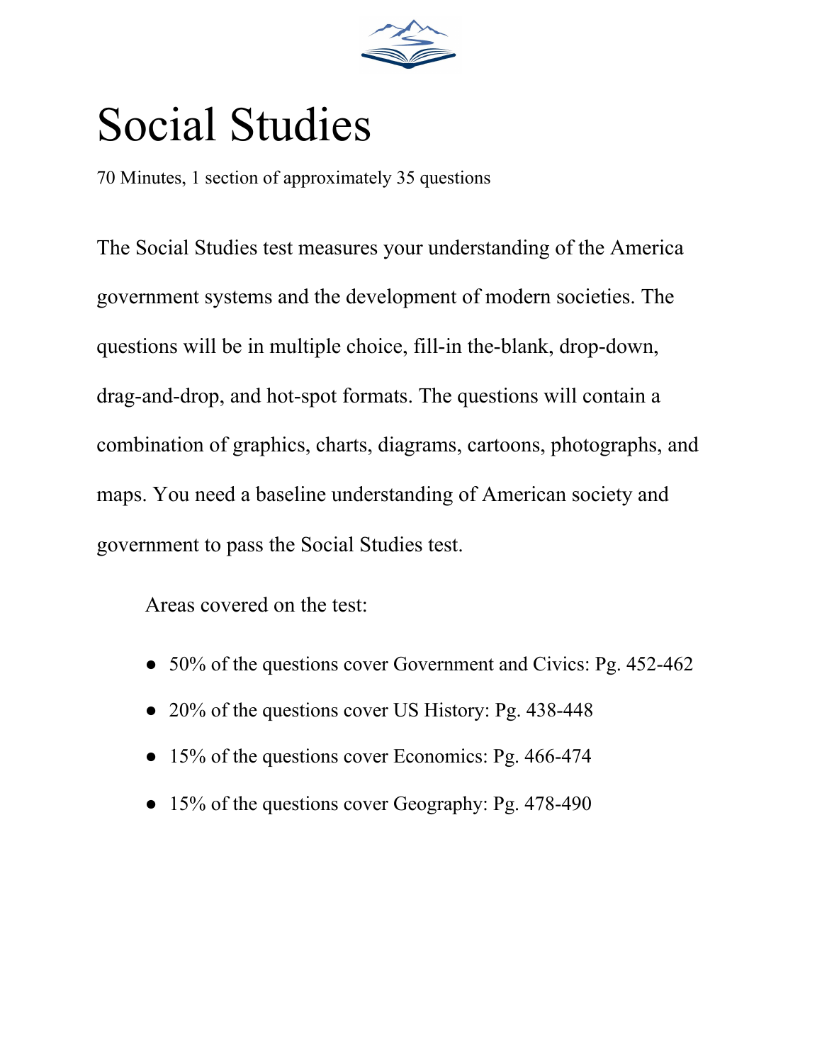# Social Studies

70 Minutes, 1 section of approximately 35 questions

The Social Studies test measures your understanding of the America government systems and the development of modern societies. The questions will be in multiple choice, fill-in the-blank, drop-down, drag-and-drop, and hot-spot formats. The questions will contain a combination of graphics, charts, diagrams, cartoons, photographs, and maps. You need a baseline understanding of American society and government to pass the Social Studies test.

Areas covered on the test:

- 50% of the questions cover Government and Civics: Pg. 452-462
- 20% of the questions cover US History: Pg. 438-448
- 15% of the questions cover Economics: Pg. 466-474
- 15% of the questions cover Geography: Pg. 478-490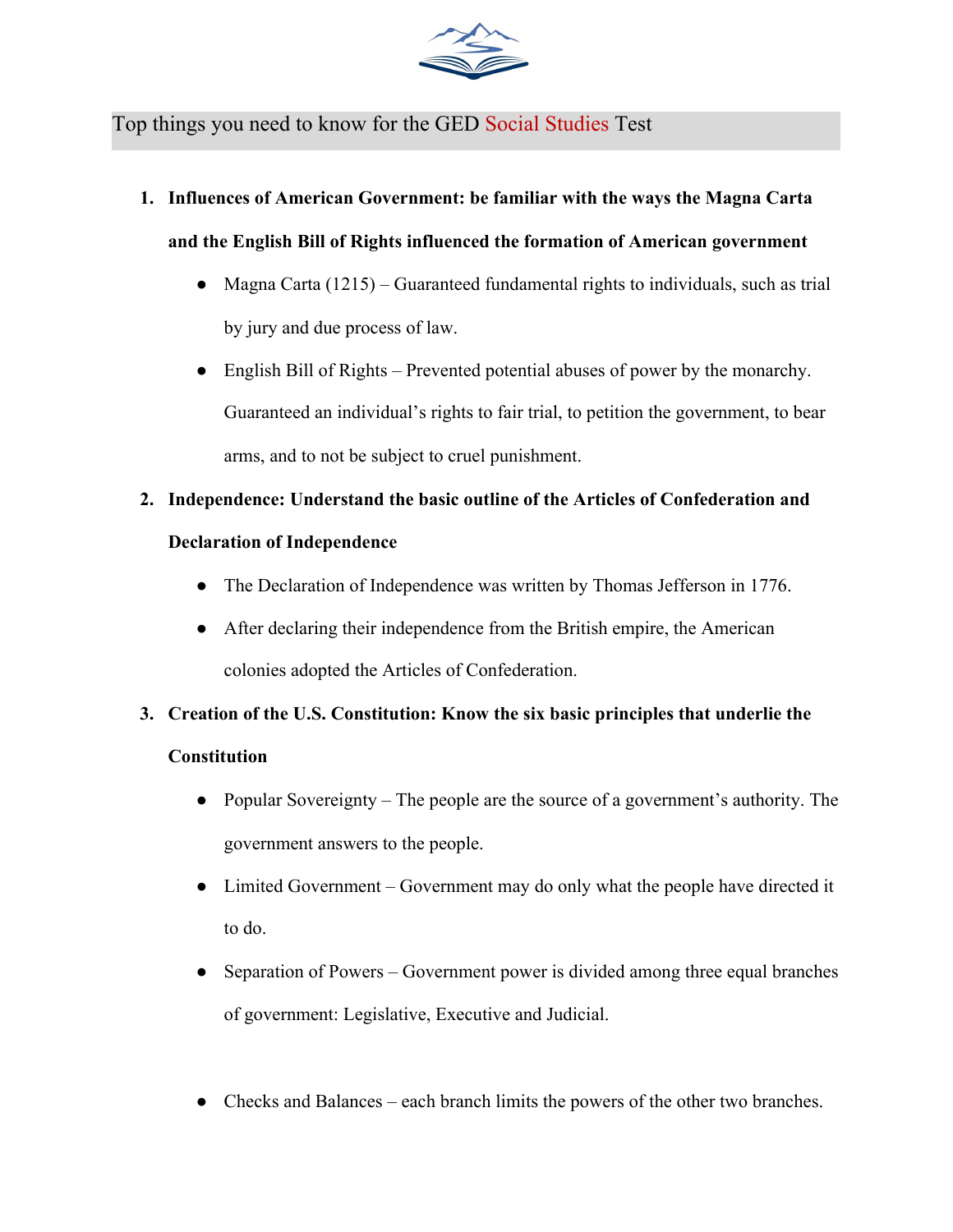## Top things you need to know for the GED Social Studies Test

1. **Influences of American Government: be familiar with the ways the Magna Carta and the English Bill of Rights influenced the formation of American government**
   - Magna Carta (1215) – Guaranteed fundamental rights to individuals, such as trial by jury and due process of law.
   - English Bill of Rights – Prevented potential abuses of power by the monarchy. Guaranteed an individual's rights to fair trial, to petition the government, to bear arms, and to not be subject to cruel punishment.
2. **Independence: Understand the basic outline of the Articles of Confederation and Declaration of Independence**
   - The Declaration of Independence was written by Thomas Jefferson in 1776.
   - After declaring their independence from the British empire, the American colonies adopted the Articles of Confederation.
3. **Creation of the U.S. Constitution: Know the six basic principles that underlie the Constitution**
   - Popular Sovereignty – The people are the source of a government's authority. The government answers to the people.
   - Limited Government – Government may do only what the people have directed it to do.
   - Separation of Powers – Government power is divided among three equal branches of government: Legislative, Executive and Judicial.
   - Checks and Balances – each branch limits the powers of the other two branches.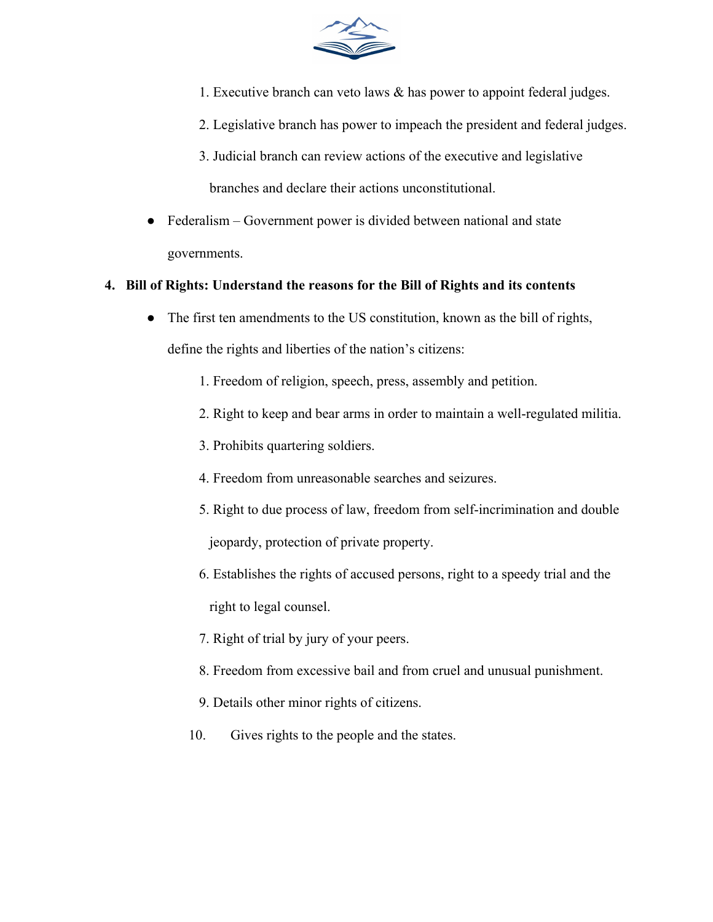1. Executive branch can veto laws & has power to appoint federal judges.
2. Legislative branch has power to impeach the president and federal judges.
3. Judicial branch can review actions of the executive and legislative branches and declare their actions unconstitutional.

- Federalism – Government power is divided between national and state governments.

4. **Bill of Rights: Understand the reasons for the Bill of Rights and its contents**

   - The first ten amendments to the US constitution, known as the bill of rights, define the rights and liberties of the nation's citizens:
     1. Freedom of religion, speech, press, assembly and petition.
     2. Right to keep and bear arms in order to maintain a well-regulated militia.
     3. Prohibits quartering soldiers.
     4. Freedom from unreasonable searches and seizures.
     5. Right to due process of law, freedom from self-incrimination and double jeopardy, protection of private property.
     6. Establishes the rights of accused persons, right to a speedy trial and the right to legal counsel.
     7. Right of trial by jury of your peers.
     8. Freedom from excessive bail and from cruel and unusual punishment.
     9. Details other minor rights of citizens.
     10. Gives rights to the people and the states.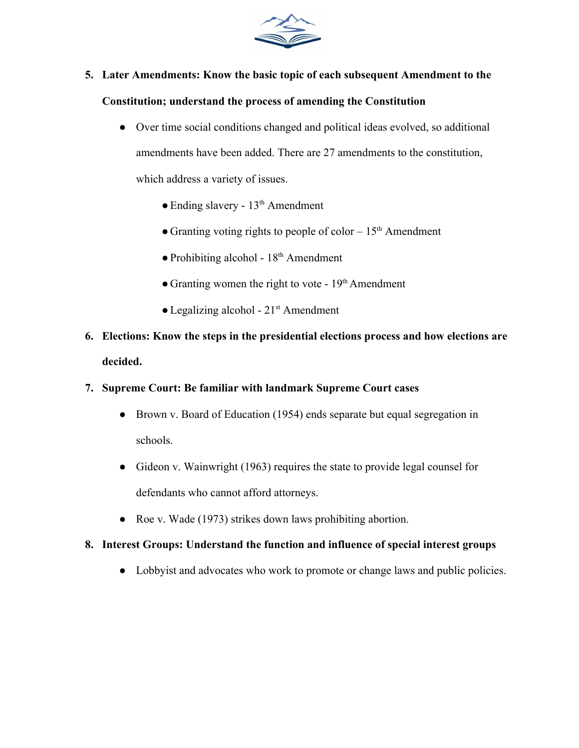5. **Later Amendments: Know the basic topic of each subsequent Amendment to the Constitution; understand the process of amending the Constitution**
   - Over time social conditions changed and political ideas evolved, so additional amendments have been added. There are 27 amendments to the constitution, which address a variety of issues.
     - Ending slavery - 13th Amendment
     - Granting voting rights to people of color – 15th Amendment
     - Prohibiting alcohol - 18th Amendment
     - Granting women the right to vote - 19th Amendment
     - Legalizing alcohol - 21st Amendment
6. **Elections: Know the steps in the presidential elections process and how elections are decided.**
7. **Supreme Court: Be familiar with landmark Supreme Court cases**
   - Brown v. Board of Education (1954) ends separate but equal segregation in schools.
   - Gideon v. Wainwright (1963) requires the state to provide legal counsel for defendants who cannot afford attorneys.
   - Roe v. Wade (1973) strikes down laws prohibiting abortion.
8. **Interest Groups: Understand the function and influence of special interest groups**
   - Lobbyist and advocates who work to promote or change laws and public policies.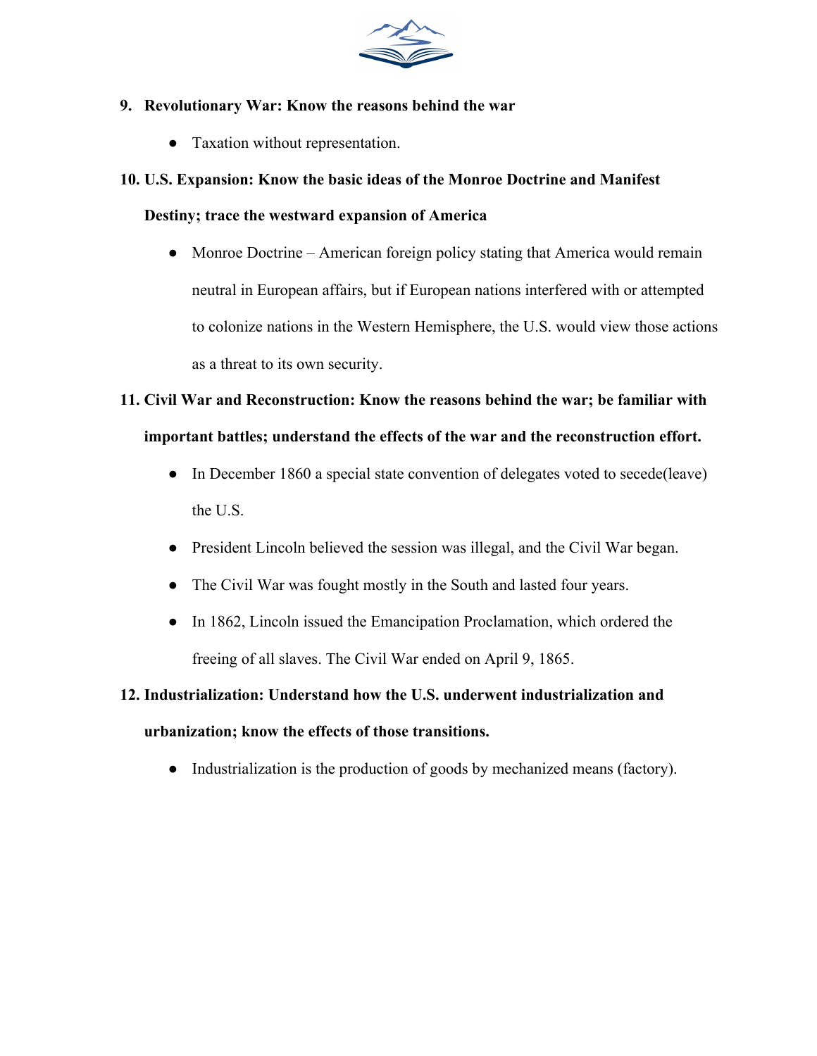9. **Revolutionary War: Know the reasons behind the war**
    - Taxation without representation.
10. **U.S. Expansion: Know the basic ideas of the Monroe Doctrine and Manifest Destiny; trace the westward expansion of America**
    - Monroe Doctrine – American foreign policy stating that America would remain neutral in European affairs, but if European nations interfered with or attempted to colonize nations in the Western Hemisphere, the U.S. would view those actions as a threat to its own security.
11. **Civil War and Reconstruction: Know the reasons behind the war; be familiar with important battles; understand the effects of the war and the reconstruction effort.**
    - In December 1860 a special state convention of delegates voted to secede(leave) the U.S.
    - President Lincoln believed the session was illegal, and the Civil War began.
    - The Civil War was fought mostly in the South and lasted four years.
    - In 1862, Lincoln issued the Emancipation Proclamation, which ordered the freeing of all slaves. The Civil War ended on April 9, 1865.
12. **Industrialization: Understand how the U.S. underwent industrialization and urbanization; know the effects of those transitions.**
    - Industrialization is the production of goods by mechanized means (factory).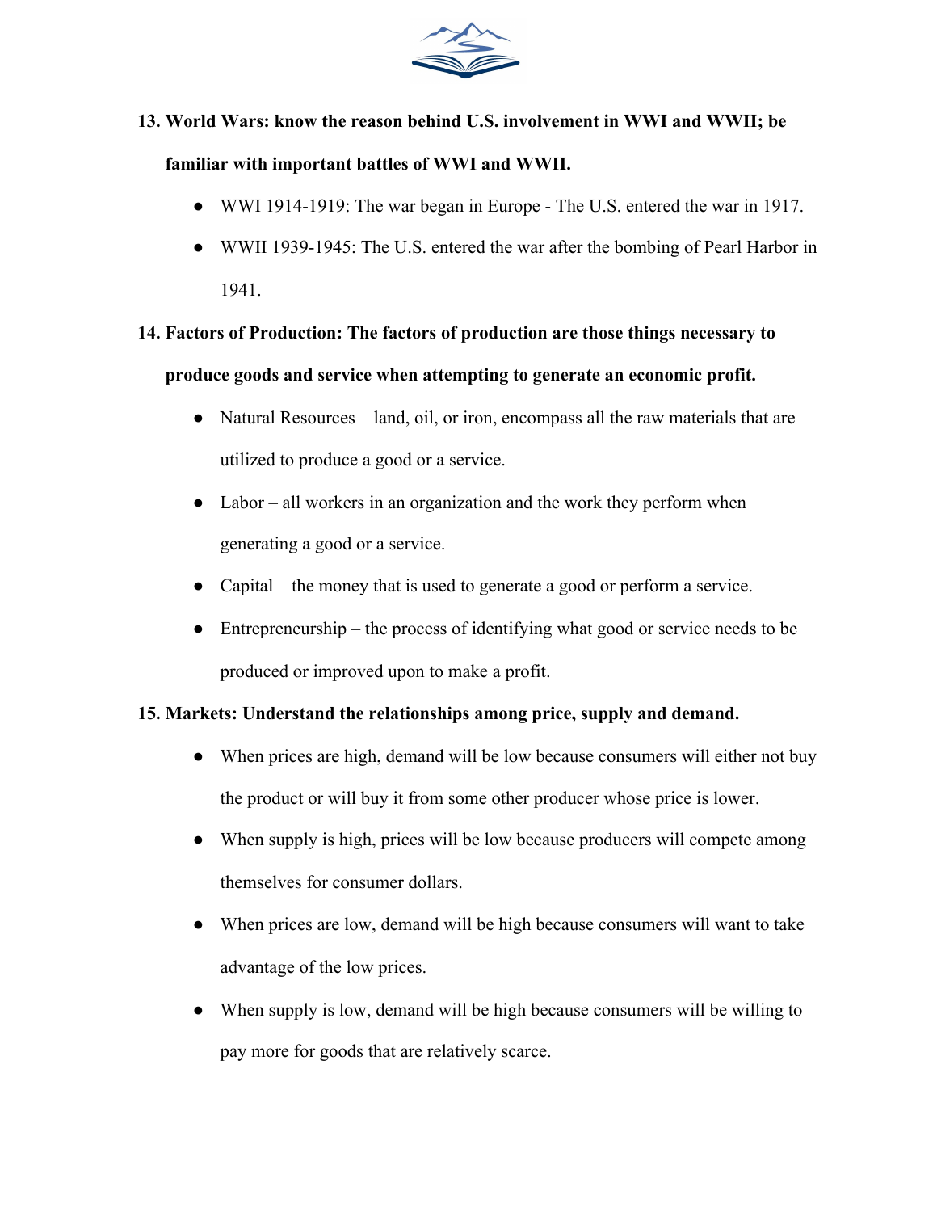**13. World Wars: know the reason behind U.S. involvement in WWI and WWII; be familiar with important battles of WWI and WWII.**

- WWI 1914-1919: The war began in Europe - The U.S. entered the war in 1917.
- WWII 1939-1945: The U.S. entered the war after the bombing of Pearl Harbor in 1941.

**14. Factors of Production: The factors of production are those things necessary to produce goods and service when attempting to generate an economic profit.**

- Natural Resources – land, oil, or iron, encompass all the raw materials that are utilized to produce a good or a service.
- Labor – all workers in an organization and the work they perform when generating a good or a service.
- Capital – the money that is used to generate a good or perform a service.
- Entrepreneurship – the process of identifying what good or service needs to be produced or improved upon to make a profit.

**15. Markets: Understand the relationships among price, supply and demand.**

- When prices are high, demand will be low because consumers will either not buy the product or will buy it from some other producer whose price is lower.
- When supply is high, prices will be low because producers will compete among themselves for consumer dollars.
- When prices are low, demand will be high because consumers will want to take advantage of the low prices.
- When supply is low, demand will be high because consumers will be willing to pay more for goods that are relatively scarce.